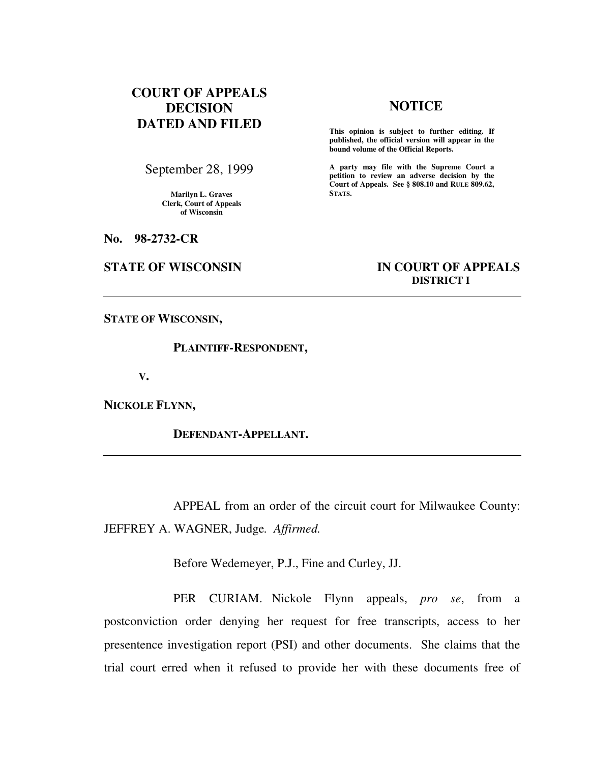**COURT OF APPEALS**
**DECISION**
**DATED AND FILED**

September 28, 1999

**Marilyn L. Graves**
**Clerk, Court of Appeals**
**of Wisconsin**

**NOTICE**

**This opinion is subject to further editing. If published, the official version will appear in the bound volume of the Official Reports.**

**A party may file with the Supreme Court a petition to review an adverse decision by the Court of Appeals. See § 808.10 and RULE 809.62, STATS.**

**No. 98-2732-CR**

**STATE OF WISCONSIN** **IN COURT OF APPEALS**
**DISTRICT I**

---

**STATE OF WISCONSIN,**

**PLAINTIFF-RESPONDENT,**

**V.**

**NICKOLE FLYNN,**

**DEFENDANT-APPELLANT.**

---

APPEAL from an order of the circuit court for Milwaukee County: JEFFREY A. WAGNER, Judge. *Affirmed.*

Before Wedemeyer, P.J., Fine and Curley, JJ.

PER CURIAM. Nickole Flynn appeals, *pro se*, from a postconviction order denying her request for free transcripts, access to her presentence investigation report (PSI) and other documents. She claims that the trial court erred when it refused to provide her with these documents free of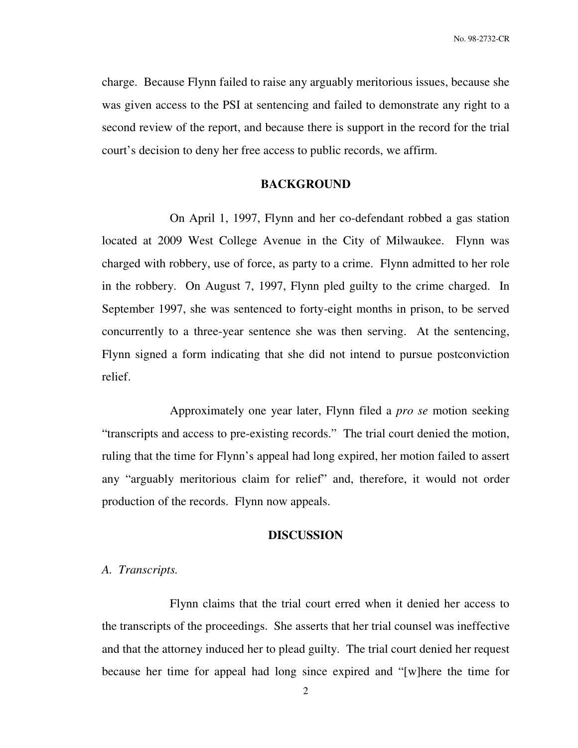charge. Because Flynn failed to raise any arguably meritorious issues, because she was given access to the PSI at sentencing and failed to demonstrate any right to a second review of the report, and because there is support in the record for the trial court's decision to deny her free access to public records, we affirm.

## BACKGROUND

On April 1, 1997, Flynn and her co-defendant robbed a gas station located at 2009 West College Avenue in the City of Milwaukee. Flynn was charged with robbery, use of force, as party to a crime. Flynn admitted to her role in the robbery. On August 7, 1997, Flynn pled guilty to the crime charged. In September 1997, she was sentenced to forty-eight months in prison, to be served concurrently to a three-year sentence she was then serving. At the sentencing, Flynn signed a form indicating that she did not intend to pursue postconviction relief.

Approximately one year later, Flynn filed a *pro se* motion seeking "transcripts and access to pre-existing records." The trial court denied the motion, ruling that the time for Flynn's appeal had long expired, her motion failed to assert any "arguably meritorious claim for relief" and, therefore, it would not order production of the records. Flynn now appeals.

## DISCUSSION

*A. Transcripts.*

Flynn claims that the trial court erred when it denied her access to the transcripts of the proceedings. She asserts that her trial counsel was ineffective and that the attorney induced her to plead guilty. The trial court denied her request because her time for appeal had long since expired and "[w]here the time for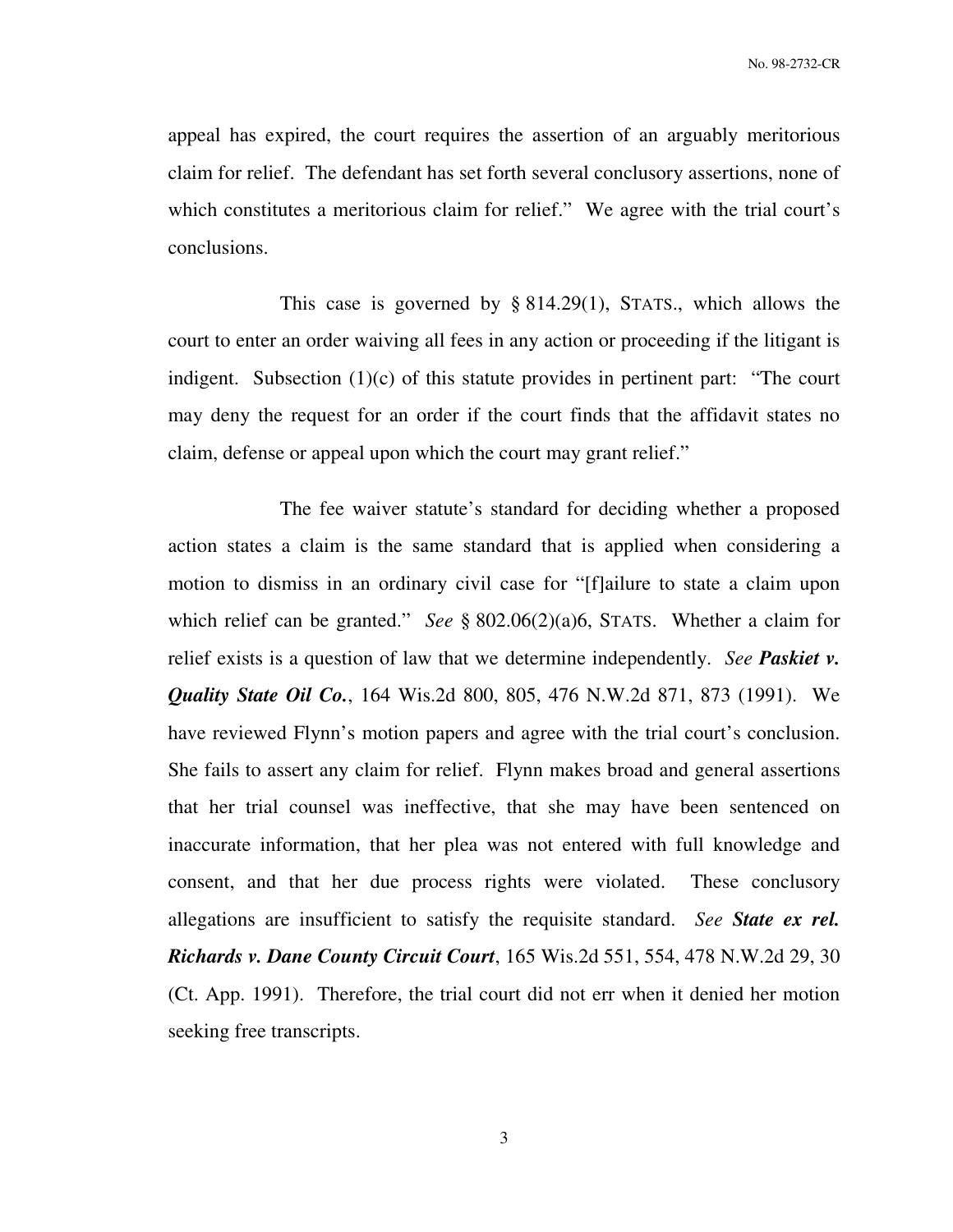appeal has expired, the court requires the assertion of an arguably meritorious claim for relief. The defendant has set forth several conclusory assertions, none of which constitutes a meritorious claim for relief." We agree with the trial court's conclusions.

This case is governed by § 814.29(1), STATS., which allows the court to enter an order waiving all fees in any action or proceeding if the litigant is indigent. Subsection (1)(c) of this statute provides in pertinent part: "The court may deny the request for an order if the court finds that the affidavit states no claim, defense or appeal upon which the court may grant relief."

The fee waiver statute's standard for deciding whether a proposed action states a claim is the same standard that is applied when considering a motion to dismiss in an ordinary civil case for "[f]ailure to state a claim upon which relief can be granted." *See* § 802.06(2)(a)6, STATS. Whether a claim for relief exists is a question of law that we determine independently. *See* ***Paskiet v. Quality State Oil Co.***, 164 Wis.2d 800, 805, 476 N.W.2d 871, 873 (1991). We have reviewed Flynn's motion papers and agree with the trial court's conclusion. She fails to assert any claim for relief. Flynn makes broad and general assertions that her trial counsel was ineffective, that she may have been sentenced on inaccurate information, that her plea was not entered with full knowledge and consent, and that her due process rights were violated. These conclusory allegations are insufficient to satisfy the requisite standard. *See* ***State ex rel. Richards v. Dane County Circuit Court***, 165 Wis.2d 551, 554, 478 N.W.2d 29, 30 (Ct. App. 1991). Therefore, the trial court did not err when it denied her motion seeking free transcripts.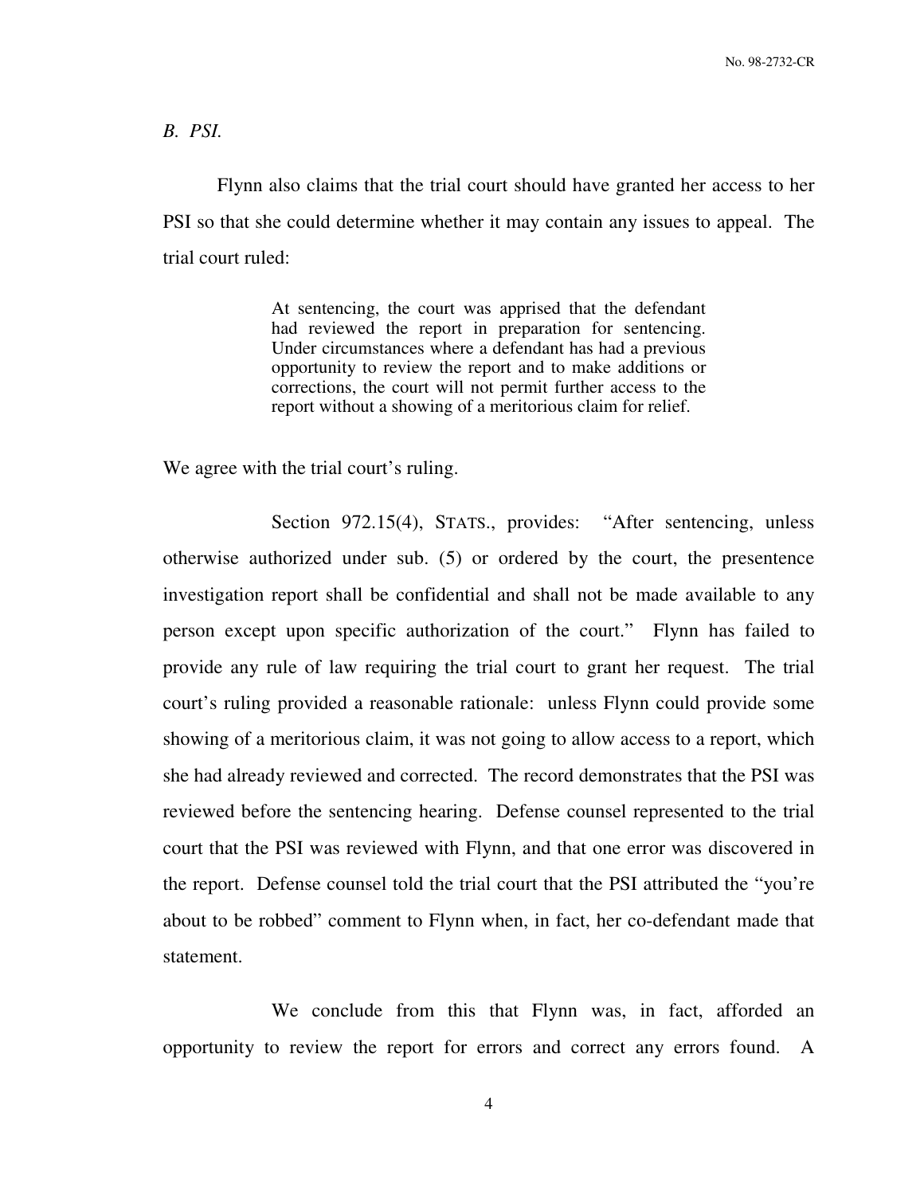*B. PSI.*

Flynn also claims that the trial court should have granted her access to her PSI so that she could determine whether it may contain any issues to appeal. The trial court ruled:

> At sentencing, the court was apprised that the defendant had reviewed the report in preparation for sentencing. Under circumstances where a defendant has had a previous opportunity to review the report and to make additions or corrections, the court will not permit further access to the report without a showing of a meritorious claim for relief.

We agree with the trial court's ruling.

Section 972.15(4), STATS., provides: "After sentencing, unless otherwise authorized under sub. (5) or ordered by the court, the presentence investigation report shall be confidential and shall not be made available to any person except upon specific authorization of the court." Flynn has failed to provide any rule of law requiring the trial court to grant her request. The trial court's ruling provided a reasonable rationale: unless Flynn could provide some showing of a meritorious claim, it was not going to allow access to a report, which she had already reviewed and corrected. The record demonstrates that the PSI was reviewed before the sentencing hearing. Defense counsel represented to the trial court that the PSI was reviewed with Flynn, and that one error was discovered in the report. Defense counsel told the trial court that the PSI attributed the "you're about to be robbed" comment to Flynn when, in fact, her co-defendant made that statement.

We conclude from this that Flynn was, in fact, afforded an opportunity to review the report for errors and correct any errors found. A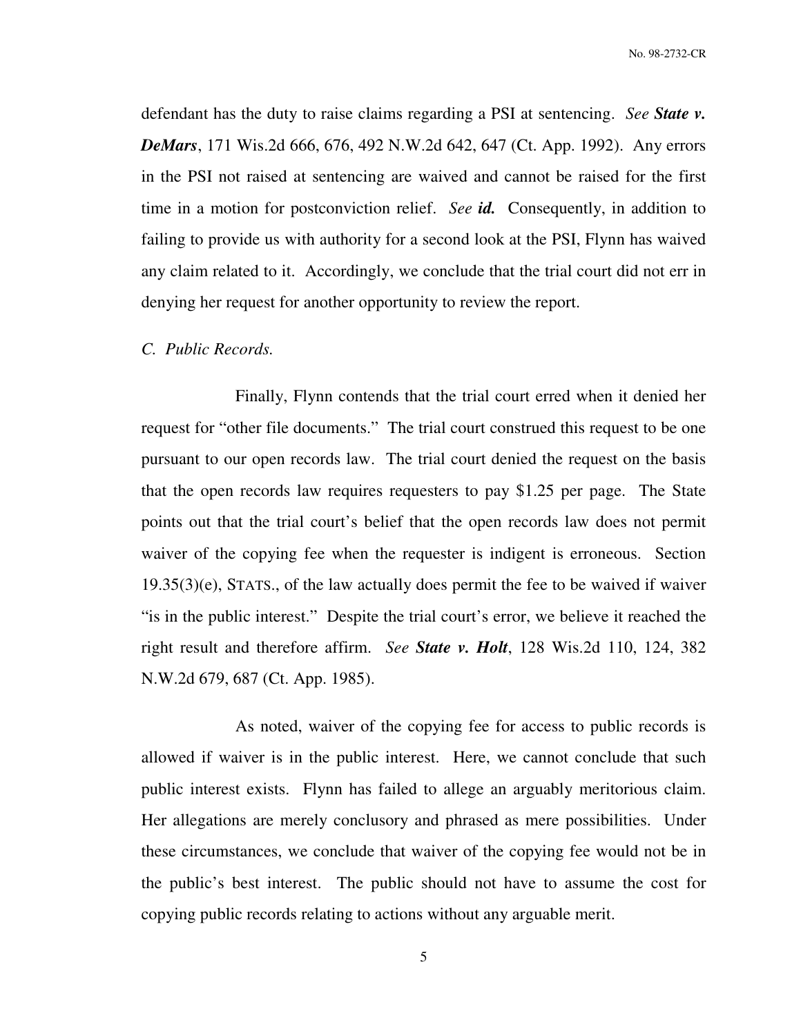defendant has the duty to raise claims regarding a PSI at sentencing. *See* ***State v. DeMars***, 171 Wis.2d 666, 676, 492 N.W.2d 642, 647 (Ct. App. 1992). Any errors in the PSI not raised at sentencing are waived and cannot be raised for the first time in a motion for postconviction relief. *See* ***id.*** Consequently, in addition to failing to provide us with authority for a second look at the PSI, Flynn has waived any claim related to it. Accordingly, we conclude that the trial court did not err in denying her request for another opportunity to review the report.

*C. Public Records.*

Finally, Flynn contends that the trial court erred when it denied her request for "other file documents." The trial court construed this request to be one pursuant to our open records law. The trial court denied the request on the basis that the open records law requires requesters to pay $1.25 per page. The State points out that the trial court's belief that the open records law does not permit waiver of the copying fee when the requester is indigent is erroneous. Section 19.35(3)(e), STATS., of the law actually does permit the fee to be waived if waiver "is in the public interest." Despite the trial court's error, we believe it reached the right result and therefore affirm. *See* ***State v. Holt***, 128 Wis.2d 110, 124, 382 N.W.2d 679, 687 (Ct. App. 1985).

As noted, waiver of the copying fee for access to public records is allowed if waiver is in the public interest. Here, we cannot conclude that such public interest exists. Flynn has failed to allege an arguably meritorious claim. Her allegations are merely conclusory and phrased as mere possibilities. Under these circumstances, we conclude that waiver of the copying fee would not be in the public's best interest. The public should not have to assume the cost for copying public records relating to actions without any arguable merit.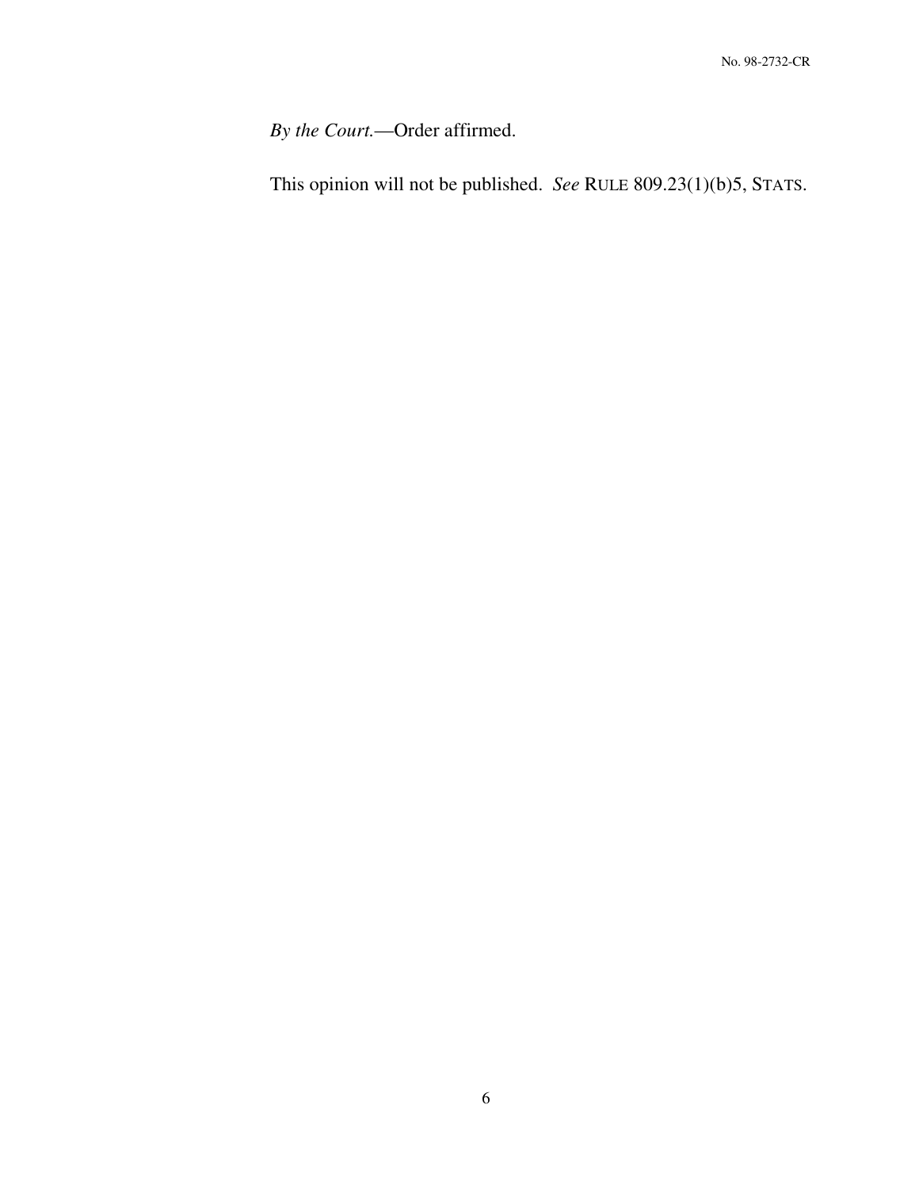*By the Court.*—Order affirmed.

This opinion will not be published. *See* RULE 809.23(1)(b)5, STATS.